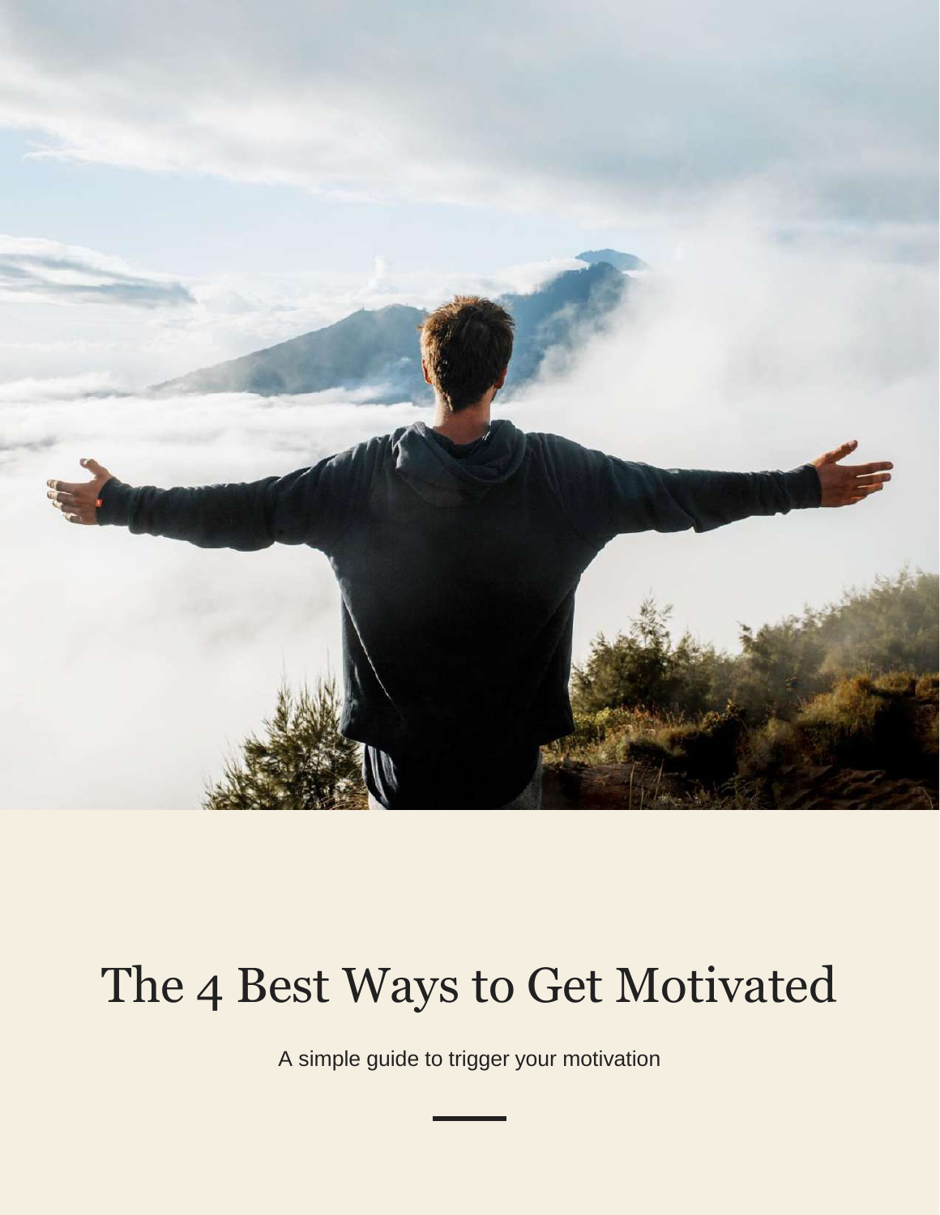# The 4 Best Ways to Get Motivated

A simple guide to trigger your motivation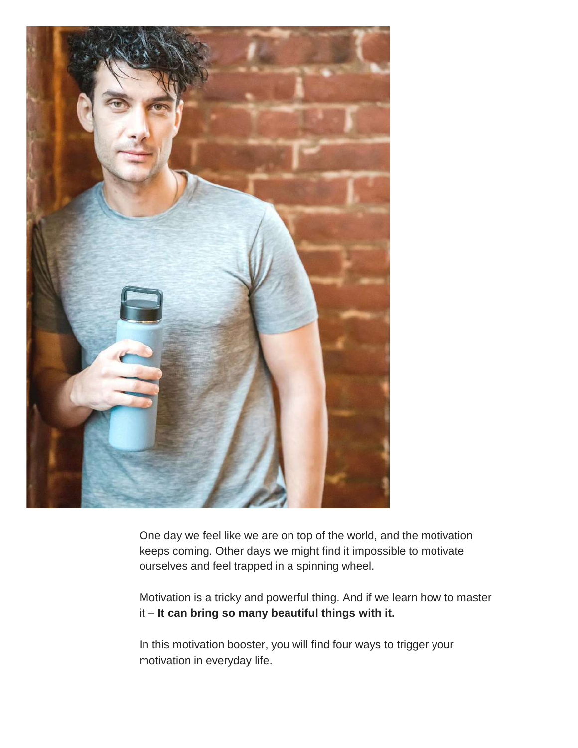One day we feel like we are on top of the world, and the motivation keeps coming. Other days we might find it impossible to motivate ourselves and feel trapped in a spinning wheel.

Motivation is a tricky and powerful thing. And if we learn how to master it – **It can bring so many beautiful things with it.**

In this motivation booster, you will find four ways to trigger your motivation in everyday life.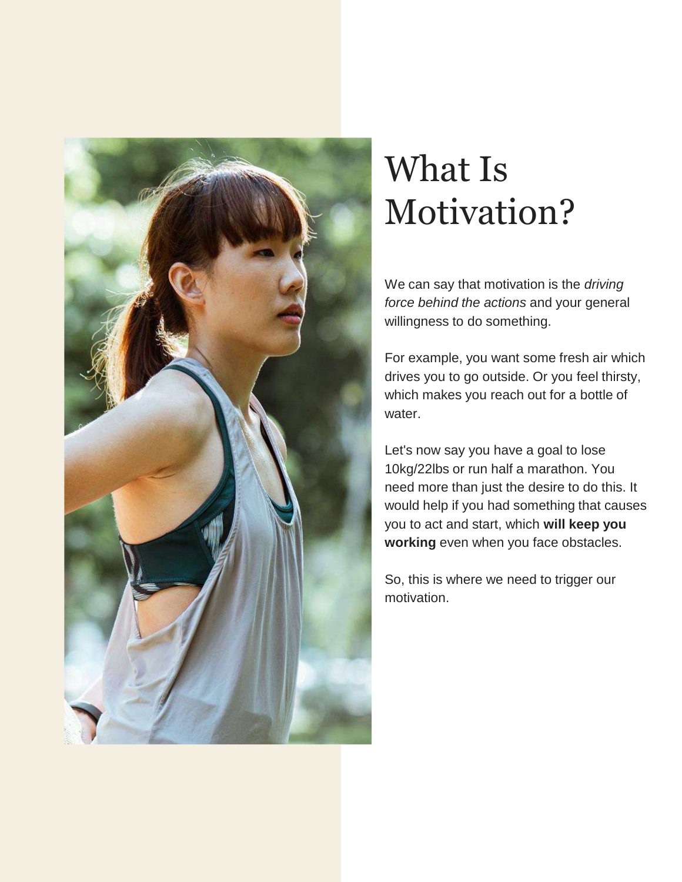# What Is Motivation?

We can say that motivation is the *driving force behind the actions* and your general willingness to do something.

For example, you want some fresh air which drives you to go outside. Or you feel thirsty, which makes you reach out for a bottle of water.

Let's now say you have a goal to lose 10kg/22lbs or run half a marathon. You need more than just the desire to do this. It would help if you had something that causes you to act and start, which **will keep you working** even when you face obstacles.

So, this is where we need to trigger our motivation.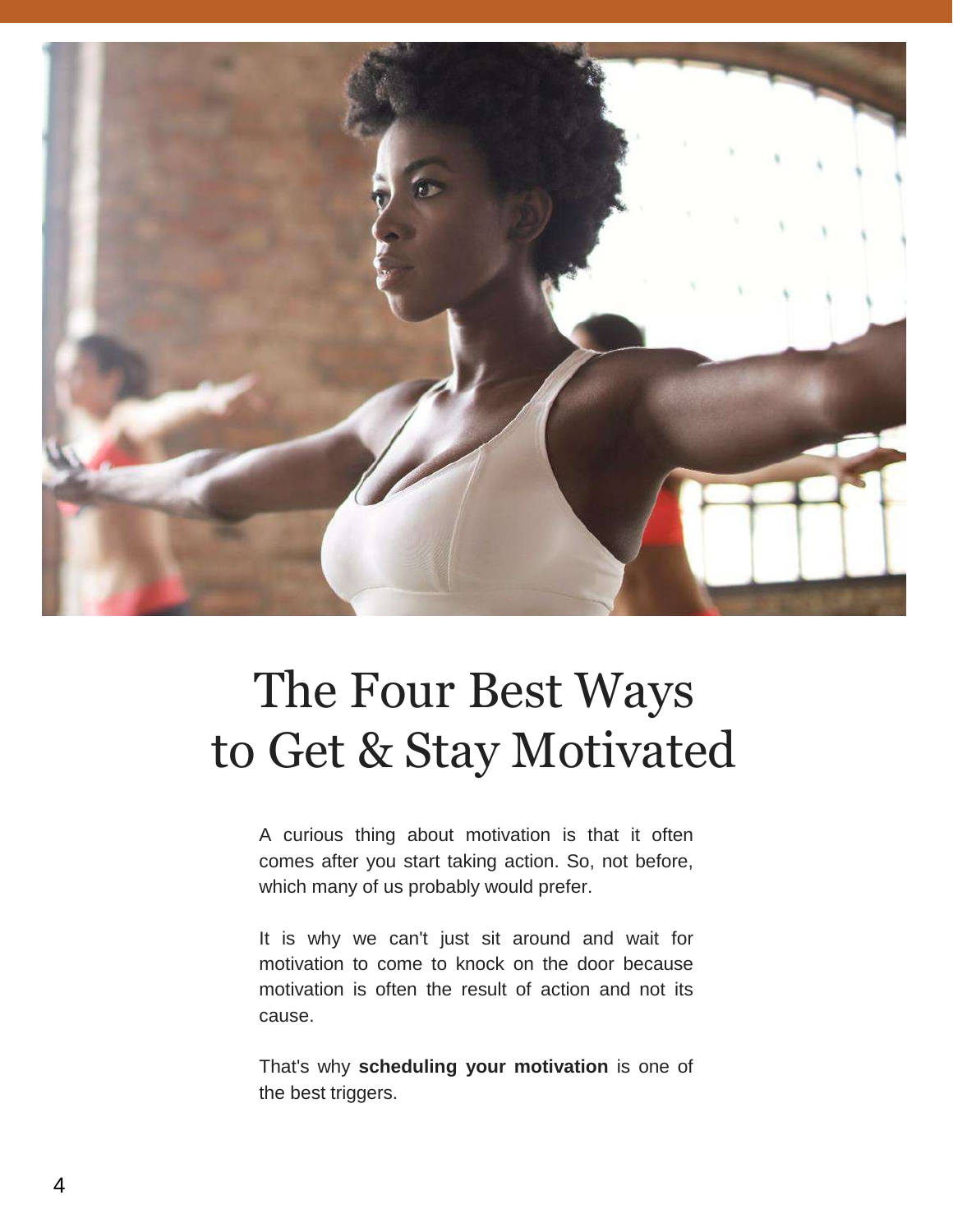# The Four Best Ways to Get & Stay Motivated

A curious thing about motivation is that it often comes after you start taking action. So, not before, which many of us probably would prefer.

It is why we can't just sit around and wait for motivation to come to knock on the door because motivation is often the result of action and not its cause.

That's why **scheduling your motivation** is one of the best triggers.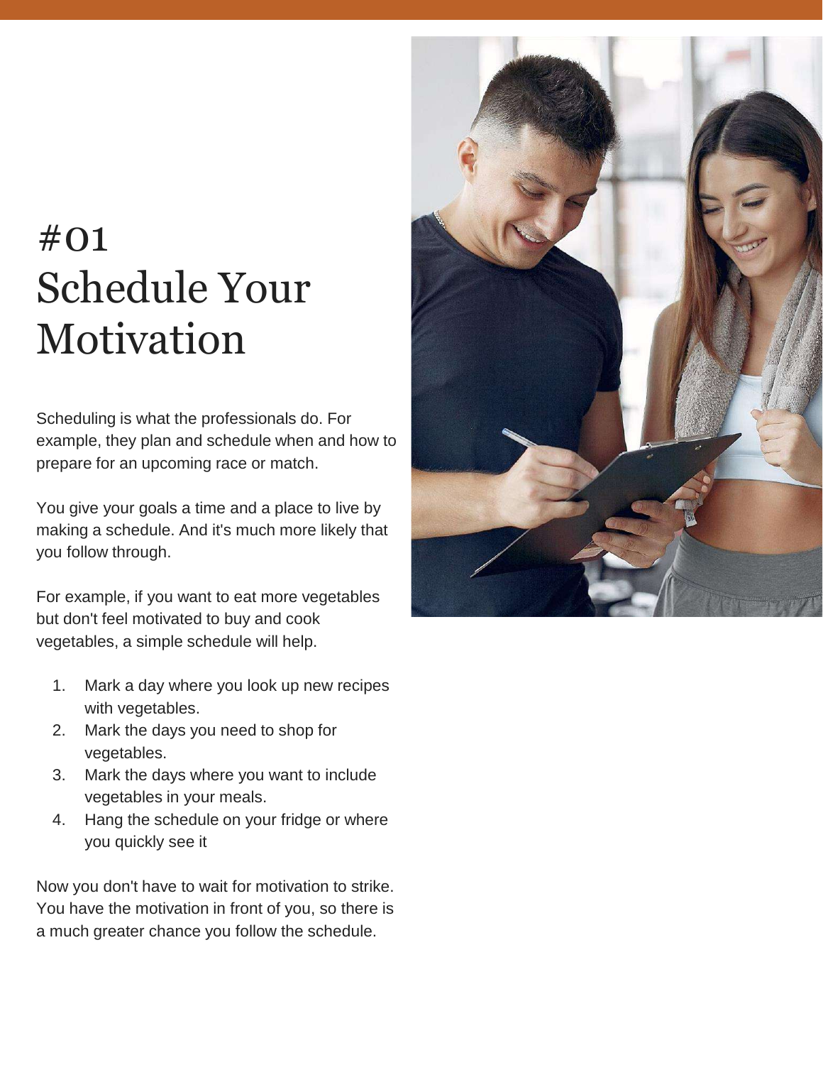# #01 Schedule Your Motivation

Scheduling is what the professionals do. For example, they plan and schedule when and how to prepare for an upcoming race or match.

You give your goals a time and a place to live by making a schedule. And it's much more likely that you follow through.

For example, if you want to eat more vegetables but don't feel motivated to buy and cook vegetables, a simple schedule will help.

1. Mark a day where you look up new recipes with vegetables.
2. Mark the days you need to shop for vegetables.
3. Mark the days where you want to include vegetables in your meals.
4. Hang the schedule on your fridge or where you quickly see it

Now you don't have to wait for motivation to strike. You have the motivation in front of you, so there is a much greater chance you follow the schedule.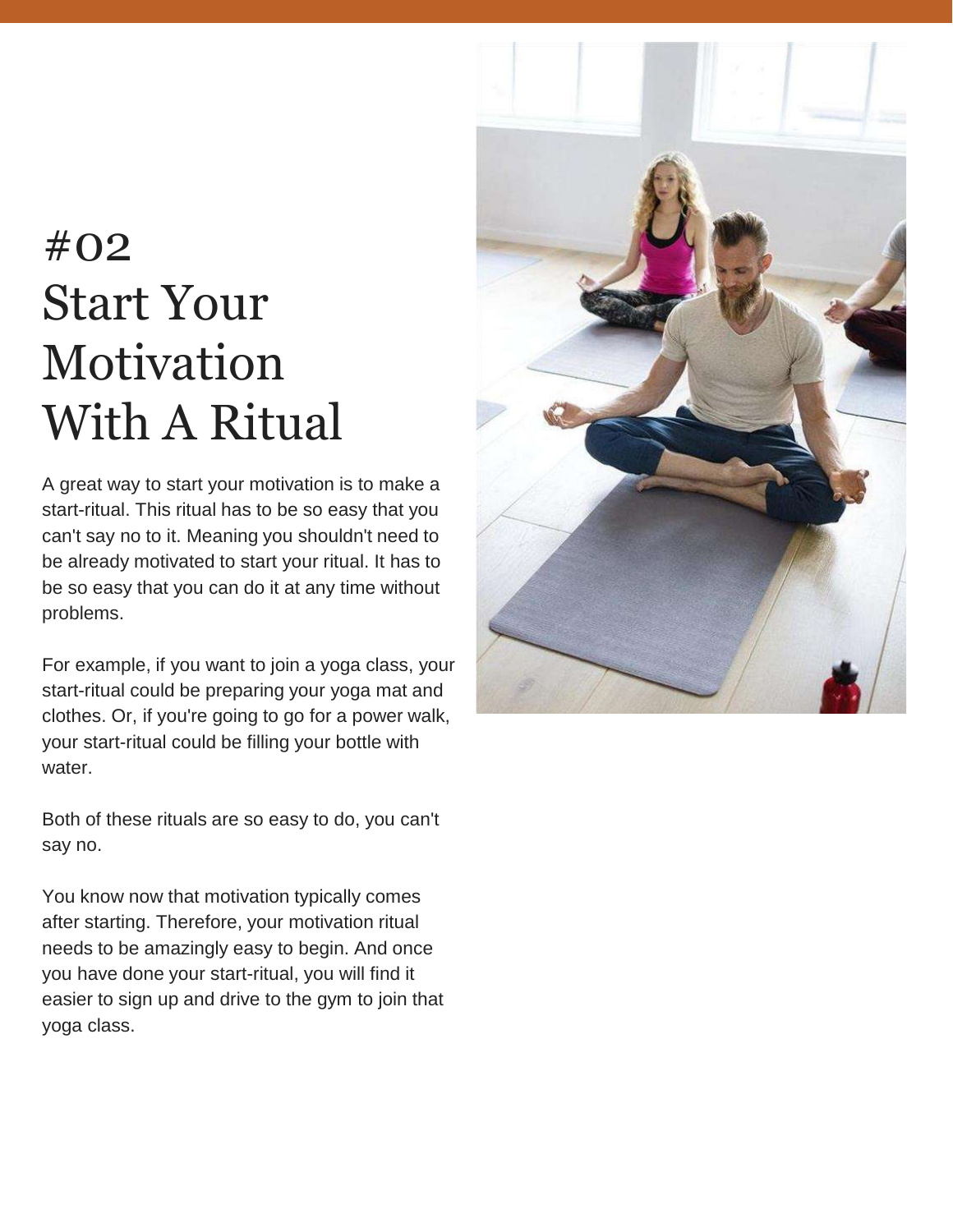# #02 Start Your Motivation With A Ritual

A great way to start your motivation is to make a start-ritual. This ritual has to be so easy that you can't say no to it. Meaning you shouldn't need to be already motivated to start your ritual. It has to be so easy that you can do it at any time without problems.

For example, if you want to join a yoga class, your start-ritual could be preparing your yoga mat and clothes. Or, if you're going to go for a power walk, your start-ritual could be filling your bottle with water.

Both of these rituals are so easy to do, you can't say no.

You know now that motivation typically comes after starting. Therefore, your motivation ritual needs to be amazingly easy to begin. And once you have done your start-ritual, you will find it easier to sign up and drive to the gym to join that yoga class.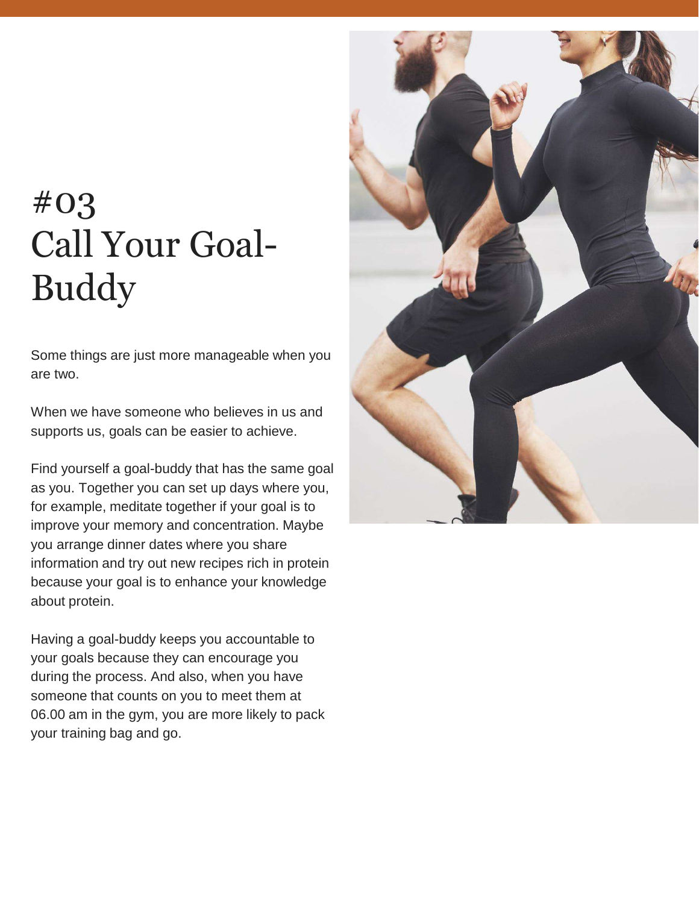# #03 Call Your Goal-Buddy

Some things are just more manageable when you are two.

When we have someone who believes in us and supports us, goals can be easier to achieve.

Find yourself a goal-buddy that has the same goal as you. Together you can set up days where you, for example, meditate together if your goal is to improve your memory and concentration. Maybe you arrange dinner dates where you share information and try out new recipes rich in protein because your goal is to enhance your knowledge about protein.

Having a goal-buddy keeps you accountable to your goals because they can encourage you during the process. And also, when you have someone that counts on you to meet them at 06.00 am in the gym, you are more likely to pack your training bag and go.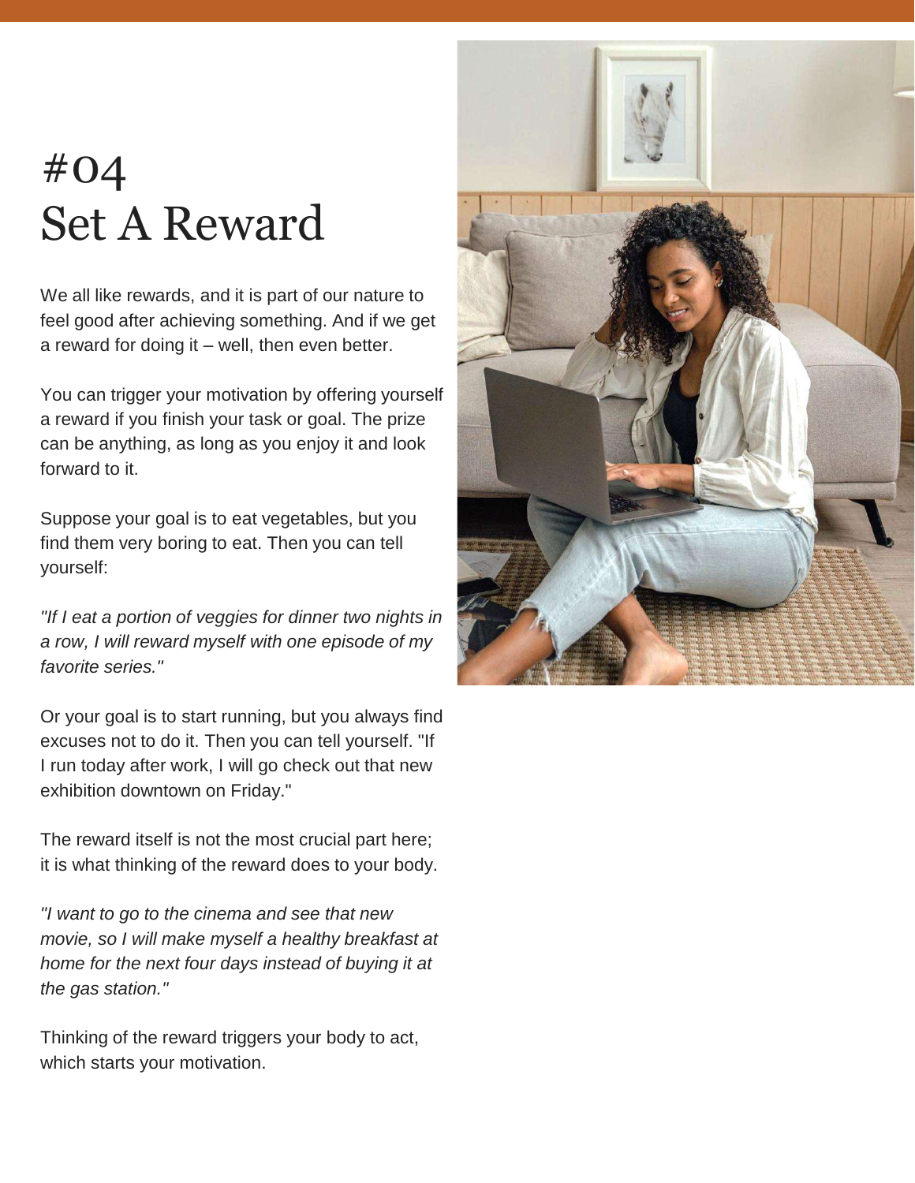# #04 Set A Reward

We all like rewards, and it is part of our nature to feel good after achieving something. And if we get a reward for doing it – well, then even better.

You can trigger your motivation by offering yourself a reward if you finish your task or goal. The prize can be anything, as long as you enjoy it and look forward to it.

Suppose your goal is to eat vegetables, but you find them very boring to eat. Then you can tell yourself:

*"If I eat a portion of veggies for dinner two nights in a row, I will reward myself with one episode of my favorite series."*

Or your goal is to start running, but you always find excuses not to do it. Then you can tell yourself. "If I run today after work, I will go check out that new exhibition downtown on Friday."

The reward itself is not the most crucial part here; it is what thinking of the reward does to your body.

*"I want to go to the cinema and see that new movie, so I will make myself a healthy breakfast at home for the next four days instead of buying it at the gas station."*

Thinking of the reward triggers your body to act, which starts your motivation.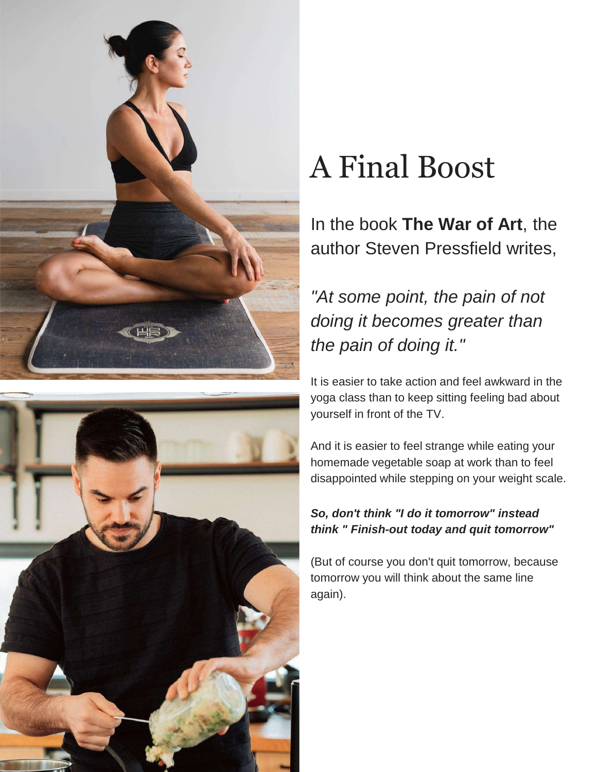# A Final Boost

In the book **The War of Art**, the author Steven Pressfield writes,

*"At some point, the pain of not doing it becomes greater than the pain of doing it."*

It is easier to take action and feel awkward in the yoga class than to keep sitting feeling bad about yourself in front of the TV.

And it is easier to feel strange while eating your homemade vegetable soap at work than to feel disappointed while stepping on your weight scale.

***So, don't think "I do it tomorrow" instead think " Finish-out today and quit tomorrow"***

(But of course you don't quit tomorrow, because tomorrow you will think about the same line again).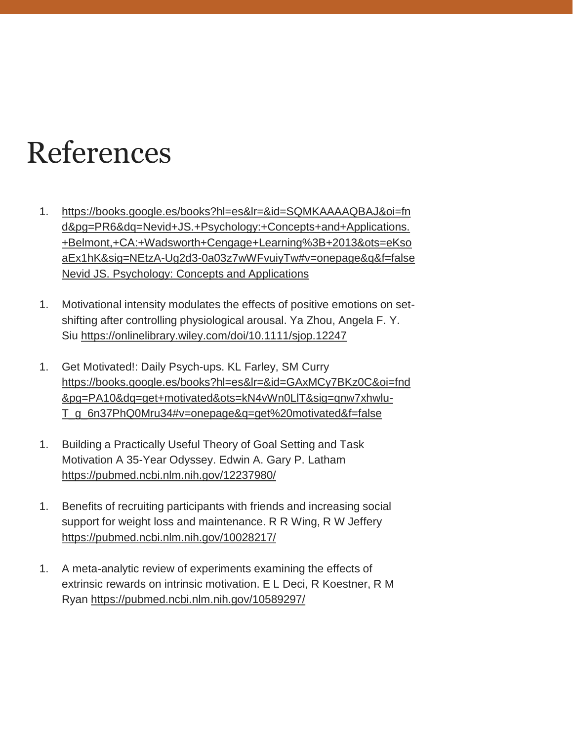# References

1. https://books.google.es/books?hl=es&lr=&id=SQMKAAAAQBAJ&oi=fnd&pg=PR6&dq=Nevid+JS.+Psychology:+Concepts+and+Applications.+Belmont,+CA:+Wadsworth+Cengage+Learning%3B+2013&ots=eKsoaEx1hK&sig=NEtzA-Ug2d3-0a03z7wWFvuiyTw#v=onepage&q&f=false Nevid JS. Psychology: Concepts and Applications

1. Motivational intensity modulates the effects of positive emotions on set-shifting after controlling physiological arousal. Ya Zhou, Angela F. Y. Siu https://onlinelibrary.wiley.com/doi/10.1111/sjop.12247

1. Get Motivated!: Daily Psych-ups. KL Farley, SM Curry https://books.google.es/books?hl=es&lr=&id=GAxMCy7BKz0C&oi=fnd&pg=PA10&dq=get+motivated&ots=kN4vWn0LlT&sig=qnw7xhwlu-T_g_6n37PhQ0Mru34#v=onepage&q=get%20motivated&f=false

1. Building a Practically Useful Theory of Goal Setting and Task Motivation A 35-Year Odyssey. Edwin A. Gary P. Latham https://pubmed.ncbi.nlm.nih.gov/12237980/

1. Benefits of recruiting participants with friends and increasing social support for weight loss and maintenance. R R Wing, R W Jeffery https://pubmed.ncbi.nlm.nih.gov/10028217/

1. A meta-analytic review of experiments examining the effects of extrinsic rewards on intrinsic motivation. E L Deci, R Koestner, R M Ryan https://pubmed.ncbi.nlm.nih.gov/10589297/